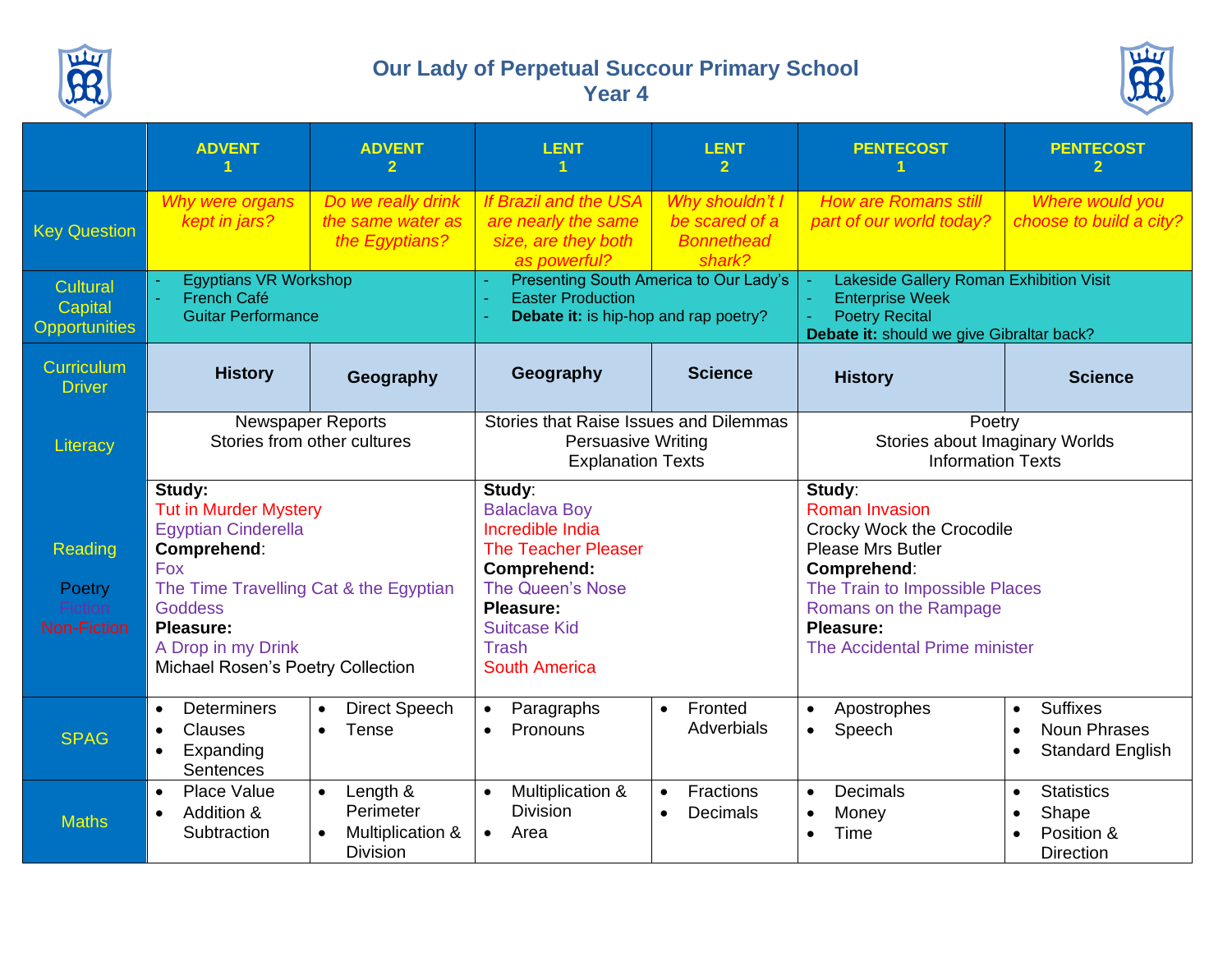# Our Lady of Perpetual Succour Primary School
## Year 4

| | ADVENT 1 | ADVENT 2 | LENT 1 | LENT 2 | PENTECOST 1 | PENTECOST 2 |
|---|---|---|---|---|---|---|
| Key Question | *Why were organs kept in jars?* | *Do we really drink the same water as the Egyptians?* | *If Brazil and the USA are nearly the same size, are they both as powerful?* | *Why shouldn't I be scared of a Bonnethead shark?* | *How are Romans still part of our world today?* | *Where would you choose to build a city?* |
| Cultural Capital Opportunities | - Egyptians VR Workshop<br>- French Café<br>Guitar Performance | | - Presenting South America to Our Lady's<br>- Easter Production<br>- **Debate it:** is hip-hop and rap poetry? | | - Lakeside Gallery Roman Exhibition Visit<br>- Enterprise Week<br>- Poetry Recital<br>**Debate it:** should we give Gibraltar back? | |
| Curriculum Driver | **History** | **Geography** | **Geography** | **Science** | **History** | **Science** |
| Literacy | Newspaper Reports<br>Stories from other cultures | | Stories that Raise Issues and Dilemmas<br>Persuasive Writing<br>Explanation Texts | | Poetry<br>Stories about Imaginary Worlds<br>Information Texts | |
| Reading<br><br>Poetry<br>Fiction<br>Non-Fiction | **Study:**<br>Tut in Murder Mystery<br>Egyptian Cinderella<br>**Comprehend**:<br>Fox<br>The Time Travelling Cat & the Egyptian Goddess<br>**Pleasure:**<br>A Drop in my Drink<br>Michael Rosen's Poetry Collection | | **Study**:<br>Balaclava Boy<br>Incredible India<br>The Teacher Pleaser<br>**Comprehend:**<br>The Queen's Nose<br>**Pleasure:**<br>Suitcase Kid<br>Trash<br>South America | | **Study**:<br>Roman Invasion<br>Crocky Wock the Crocodile<br>Please Mrs Butler<br>**Comprehend**:<br>The Train to Impossible Places<br>Romans on the Rampage<br>**Pleasure:**<br>The Accidental Prime minister | |
| SPAG | • Determiners<br>• Clauses<br>• Expanding Sentences | • Direct Speech<br>• Tense | • Paragraphs<br>• Pronouns | • Fronted Adverbials | • Apostrophes<br>• Speech | • Suffixes<br>• Noun Phrases<br>• Standard English |
| Maths | • Place Value<br>• Addition & Subtraction | • Length & Perimeter<br>• Multiplication & Division | • Multiplication & Division<br>• Area | • Fractions<br>• Decimals | • Decimals<br>• Money<br>• Time | • Statistics<br>• Shape<br>• Position & Direction |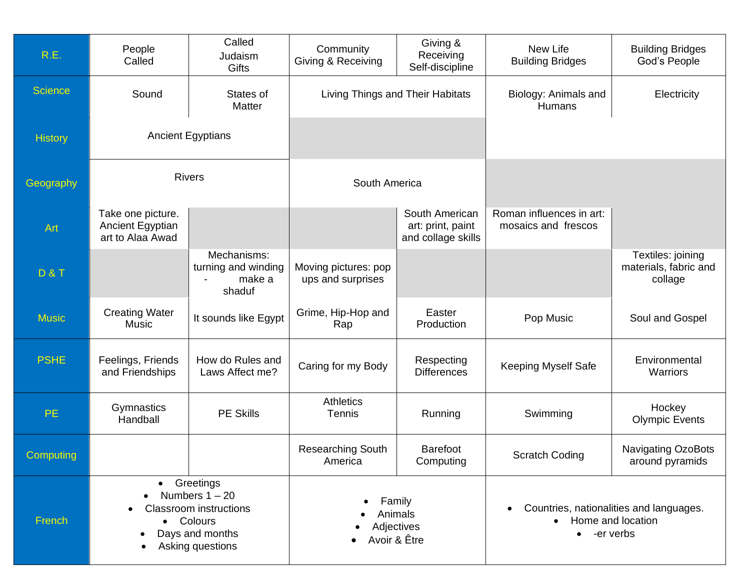| R.E. | People Called | Called Judaism Gifts | Community Giving & Receiving | Giving & Receiving Self-discipline | New Life Building Bridges | Building Bridges God's People |
|---|---|---|---|---|---|---|
| Science | Sound | States of Matter | Living Things and Their Habitats | | Biology: Animals and Humans | Electricity |
| History | Ancient Egyptians | | | | | |
| Geography | Rivers | | South America | | | |
| Art | Take one picture. Ancient Egyptian art to Alaa Awad | | | South American art: print, paint and collage skills | Roman influences in art: mosaics and frescos | |
| D & T | | Mechanisms: turning and winding - make a shaduf | Moving pictures: pop ups and surprises | | | Textiles: joining materials, fabric and collage |
| Music | Creating Water Music | It sounds like Egypt | Grime, Hip-Hop and Rap | Easter Production | Pop Music | Soul and Gospel |
| PSHE | Feelings, Friends and Friendships | How do Rules and Laws Affect me? | Caring for my Body | Respecting Differences | Keeping Myself Safe | Environmental Warriors |
| PE | Gymnastics Handball | PE Skills | Athletics Tennis | Running | Swimming | Hockey Olympic Events |
| Computing | | | Researching South America | Barefoot Computing | Scratch Coding | Navigating OzoBots around pyramids |
| French | • Greetings<br>• Numbers 1 – 20<br>• Classroom instructions<br>• Colours<br>• Days and months<br>• Asking questions | | • Family<br>• Animals<br>• Adjectives<br>• Avoir & Être | | • Countries, nationalities and languages.<br>• Home and location<br>• -er verbs | |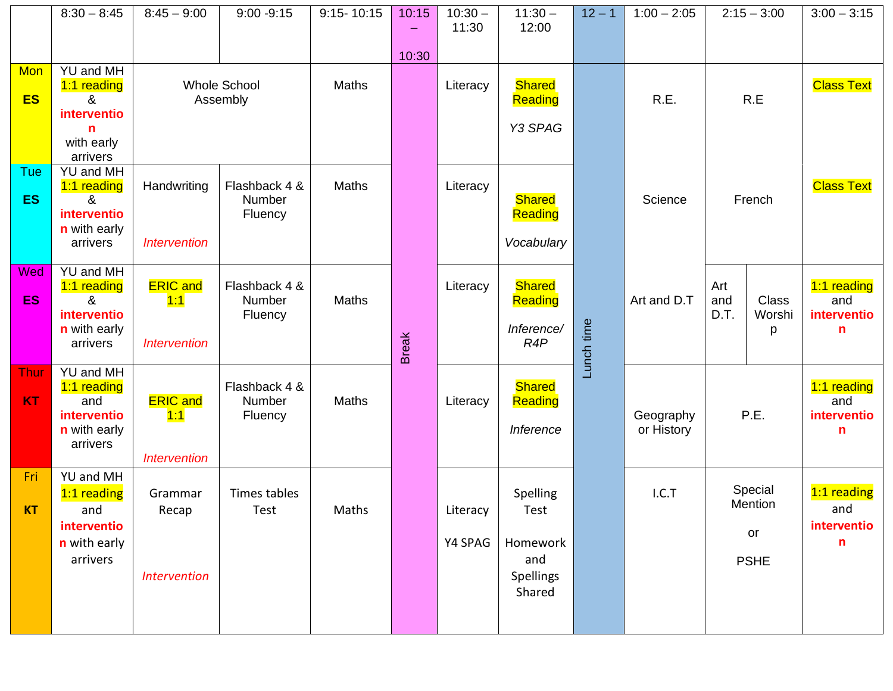| | 8:30 – 8:45 | 8:45 – 9:00 | 9:00 -9:15 | 9:15- 10:15 | 10:15 – 10:30 | 10:30 – 11:30 | 11:30 – 12:00 | 12 – 1 | 1:00 – 2:05 | 2:15 – 3:00 | | 3:00 – 3:15 |
|---|---|---|---|---|---|---|---|---|---|---|---|---|
| Mon **ES** | YU and MH 1:1 reading & **intervention** with early arrivers | Whole School Assembly | | Maths | Break | Literacy | Shared Reading *Y3 SPAG* | Lunch time | R.E. | R.E | | Class Text |
| Tue **ES** | YU and MH 1:1 reading & **intervention** with early arrivers | Handwriting *Intervention* | Flashback 4 & Number Fluency | Maths | | Literacy | Shared Reading *Vocabulary* | | Science | French | | Class Text |
| Wed **ES** | YU and MH 1:1 reading & **intervention** with early arrivers | ERIC and 1:1 *Intervention* | Flashback 4 & Number Fluency | Maths | | Literacy | Shared Reading *Inference/ R4P* | | Art and D.T | Art and D.T. | Class Worship | 1:1 reading and **intervention** |
| Thur **KT** | YU and MH 1:1 reading and **intervention** with early arrivers | ERIC and 1:1 *Intervention* | Flashback 4 & Number Fluency | Maths | | Literacy | Shared Reading *Inference* | | Geography or History | P.E. | | 1:1 reading and **intervention** |
| Fri **KT** | YU and MH 1:1 reading and **intervention** with early arrivers | Grammar Recap *Intervention* | Times tables Test | Maths | | Literacy Y4 SPAG | Spelling Test Homework and Spellings Shared | | I.C.T | Special Mention or PSHE | | 1:1 reading and **intervention** |